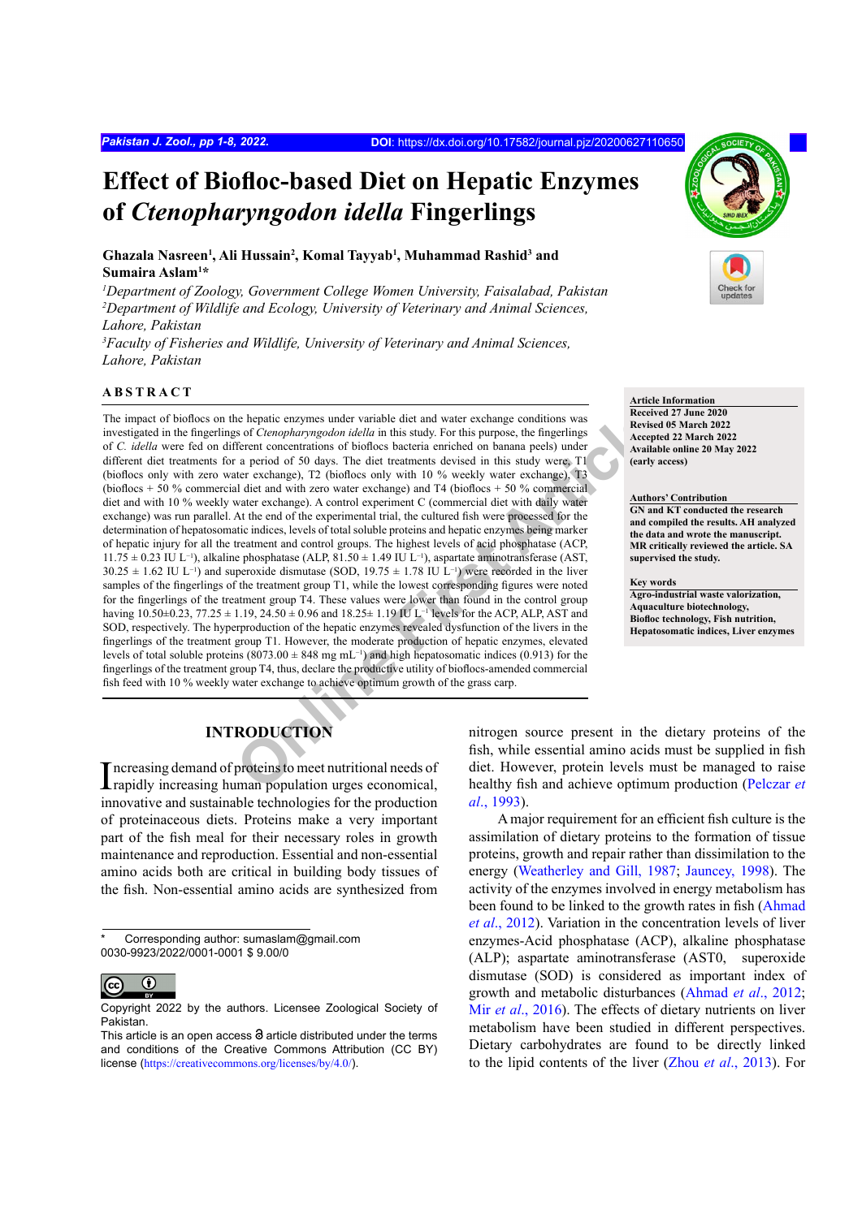# Effect of Biofloc-based Diet on Hepatic Enzymes of *Ctenopharyngodon idella* Fingerlings

**Ghazala Nasreen[1], Ali Hussain[2], Komal Tayyab[1], Muhammad Rashid[3] and Sumaira Aslam[1]***

[1]*Department of Zoology, Government College Women University, Faisalabad, Pakistan*
[2]*Department of Wildlife and Ecology, University of Veterinary and Animal Sciences, Lahore, Pakistan*
[3]*Faculty of Fisheries and Wildlife, University of Veterinary and Animal Sciences, Lahore, Pakistan*

## ABSTRACT

The impact of bioflocs on the hepatic enzymes under variable diet and water exchange conditions was investigated in the fingerlings of *Ctenopharyngodon idella* in this study. For this purpose, the fingerlings of *C. idella* were fed on different concentrations of bioflocs bacteria enriched on banana peels) under different diet treatments for a period of 50 days. The diet treatments devised in this study were, T1 (bioflocs only with zero water exchange), T2 (bioflocs only with 10 % weekly water exchange), T3 (bioflocs + 50 % commercial diet and with zero water exchange) and T4 (bioflocs + 50 % commercial diet and with 10 % weekly water exchange). A control experiment C (commercial diet with daily water exchange) was run parallel. At the end of the experimental trial, the cultured fish were processed for the determination of hepatosomatic indices, levels of total soluble proteins and hepatic enzymes being marker of hepatic injury for all the treatment and control groups. The highest levels of acid phosphatase (ACP, 11.75 ± 0.23 IU $L^{-1}$), alkaline phosphatase (ALP, 81.50 ± 1.49 IU $L^{-1}$), aspartate aminotransferase (AST, 30.25 ± 1.62 IU $L^{-1}$) and superoxide dismutase (SOD, 19.75 ± 1.78 IU $L^{-1}$) were recorded in the liver samples of the fingerlings of the treatment group T1, while the lowest corresponding figures were noted for the fingerlings of the treatment group T4. These values were lower than found in the control group having 10.50±0.23, 77.25 ± 1.19, 24.50 ± 0.96 and 18.25± 1.19 IU $L^{-1}$ levels for the ACP, ALP, AST and SOD, respectively. The hyperproduction of the hepatic enzymes revealed dysfunction of the livers in the fingerlings of the treatment group T1. However, the moderate production of hepatic enzymes, elevated levels of total soluble proteins (8073.00 ± 848 mg $mL^{-1}$) and high hepatosomatic indices (0.913) for the fingerlings of the treatment group T4, thus, declare the productive utility of bioflocs-amended commercial fish feed with 10 % weekly water exchange to achieve optimum growth of the grass carp.

**Article Information**
Received 27 June 2020
Revised 05 March 2022
Accepted 22 March 2022
Available online 20 May 2022
(early access)

**Authors' Contribution**
GN and KT conducted the research and compiled the results. AH analyzed the data and wrote the manuscript. MR critically reviewed the article. SA supervised the study.

**Key words**
Agro-industrial waste valorization, Aquaculture biotechnology, Biofloc technology, Fish nutrition, Hepatosomatic indices, Liver enzymes

## INTRODUCTION

Increasing demand of proteins to meet nutritional needs of rapidly increasing human population urges economical, innovative and sustainable technologies for the production of proteinaceous diets. Proteins make a very important part of the fish meal for their necessary roles in growth maintenance and reproduction. Essential and non-essential amino acids both are critical in building body tissues of the fish. Non-essential amino acids are synthesized from nitrogen source present in the dietary proteins of the fish, while essential amino acids must be supplied in fish diet. However, protein levels must be managed to raise healthy fish and achieve optimum production (Pelczar *et al*., 1993).

A major requirement for an efficient fish culture is the assimilation of dietary proteins to the formation of tissue proteins, growth and repair rather than dissimilation to the energy (Weatherley and Gill, 1987; Jauncey, 1998). The activity of the enzymes involved in energy metabolism has been found to be linked to the growth rates in fish (Ahmad *et al*., 2012). Variation in the concentration levels of liver enzymes-Acid phosphatase (ACP), alkaline phosphatase (ALP); aspartate aminotransferase (AST0, superoxide dismutase (SOD) is considered as important index of growth and metabolic disturbances (Ahmad *et al*., 2012; Mir *et al*., 2016). The effects of dietary nutrients on liver metabolism have been studied in different perspectives. Dietary carbohydrates are found to be directly linked to the lipid contents of the liver (Zhou *et al*., 2013). For

\* Corresponding author: sumaslam@gmail.com
0030-9923/2022/0001-0001 $ 9.00/0

Copyright 2022 by the authors. Licensee Zoological Society of Pakistan.
This article is an open access article distributed under the terms and conditions of the Creative Commons Attribution (CC BY) license (https://creativecommons.org/licenses/by/4.0/).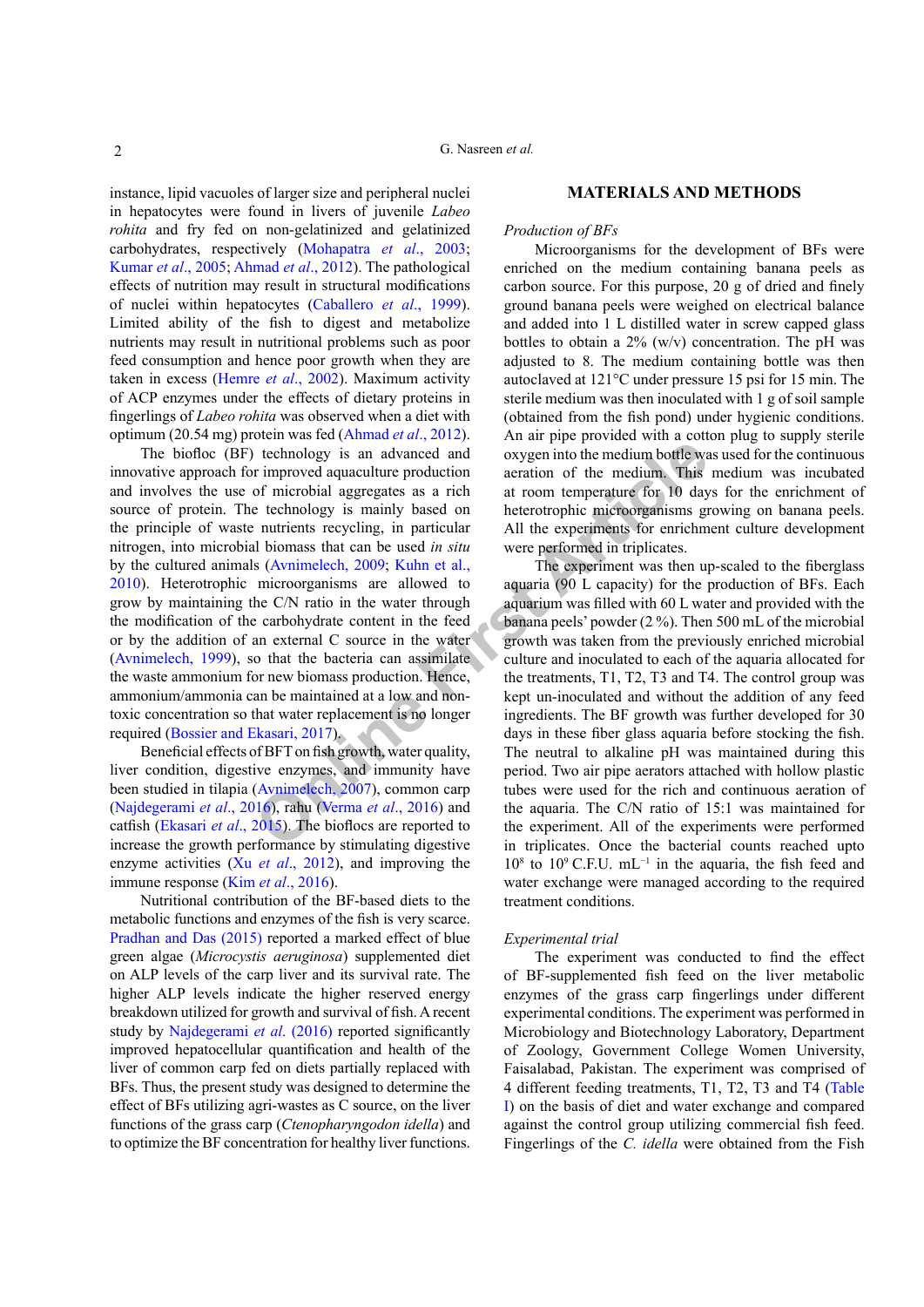instance, lipid vacuoles of larger size and peripheral nuclei in hepatocytes were found in livers of juvenile *Labeo rohita* and fry fed on non-gelatinized and gelatinized carbohydrates, respectively (Mohapatra *et al*., 2003; Kumar *et al*., 2005; Ahmad *et al*., 2012). The pathological effects of nutrition may result in structural modifications of nuclei within hepatocytes (Caballero *et al*., 1999). Limited ability of the fish to digest and metabolize nutrients may result in nutritional problems such as poor feed consumption and hence poor growth when they are taken in excess (Hemre *et al*., 2002). Maximum activity of ACP enzymes under the effects of dietary proteins in fingerlings of *Labeo rohita* was observed when a diet with optimum (20.54 mg) protein was fed (Ahmad *et al*., 2012).

The biofloc (BF) technology is an advanced and innovative approach for improved aquaculture production and involves the use of microbial aggregates as a rich source of protein. The technology is mainly based on the principle of waste nutrients recycling, in particular nitrogen, into microbial biomass that can be used *in situ* by the cultured animals (Avnimelech, 2009; Kuhn et al., 2010). Heterotrophic microorganisms are allowed to grow by maintaining the C/N ratio in the water through the modification of the carbohydrate content in the feed or by the addition of an external C source in the water (Avnimelech, 1999), so that the bacteria can assimilate the waste ammonium for new biomass production. Hence, ammonium/ammonia can be maintained at a low and non-toxic concentration so that water replacement is no longer required (Bossier and Ekasari, 2017).

Beneficial effects of BFT on fish growth, water quality, liver condition, digestive enzymes, and immunity have been studied in tilapia (Avnimelech, 2007), common carp (Najdegerami *et al*., 2016), rahu (Verma *et al*., 2016) and catfish (Ekasari *et al*., 2015). The bioflocs are reported to increase the growth performance by stimulating digestive enzyme activities (Xu *et al*., 2012), and improving the immune response (Kim *et al*., 2016).

Nutritional contribution of the BF-based diets to the metabolic functions and enzymes of the fish is very scarce. Pradhan and Das (2015) reported a marked effect of blue green algae (*Microcystis aeruginosa*) supplemented diet on ALP levels of the carp liver and its survival rate. The higher ALP levels indicate the higher reserved energy breakdown utilized for growth and survival of fish. A recent study by Najdegerami *et al*. (2016) reported significantly improved hepatocellular quantification and health of the liver of common carp fed on diets partially replaced with BFs. Thus, the present study was designed to determine the effect of BFs utilizing agri-wastes as C source, on the liver functions of the grass carp (*Ctenopharyngodon idella*) and to optimize the BF concentration for healthy liver functions.

## MATERIALS AND METHODS

### *Production of BFs*

Microorganisms for the development of BFs were enriched on the medium containing banana peels as carbon source. For this purpose, 20 g of dried and finely ground banana peels were weighed on electrical balance and added into 1 L distilled water in screw capped glass bottles to obtain a 2% (w/v) concentration. The pH was adjusted to 8. The medium containing bottle was then autoclaved at 121°C under pressure 15 psi for 15 min. The sterile medium was then inoculated with 1 g of soil sample (obtained from the fish pond) under hygienic conditions. An air pipe provided with a cotton plug to supply sterile oxygen into the medium bottle was used for the continuous aeration of the medium. This medium was incubated at room temperature for 10 days for the enrichment of heterotrophic microorganisms growing on banana peels. All the experiments for enrichment culture development were performed in triplicates.

The experiment was then up-scaled to the fiberglass aquaria (90 L capacity) for the production of BFs. Each aquarium was filled with 60 L water and provided with the banana peels' powder (2 %). Then 500 mL of the microbial growth was taken from the previously enriched microbial culture and inoculated to each of the aquaria allocated for the treatments, T1, T2, T3 and T4. The control group was kept un-inoculated and without the addition of any feed ingredients. The BF growth was further developed for 30 days in these fiber glass aquaria before stocking the fish. The neutral to alkaline pH was maintained during this period. Two air pipe aerators attached with hollow plastic tubes were used for the rich and continuous aeration of the aquaria. The C/N ratio of 15:1 was maintained for the experiment. All of the experiments were performed in triplicates. Once the bacterial counts reached upto $10^8$ to $10^9$ C.F.U. $mL^{-1}$ in the aquaria, the fish feed and water exchange were managed according to the required treatment conditions.

### *Experimental trial*

The experiment was conducted to find the effect of BF-supplemented fish feed on the liver metabolic enzymes of the grass carp fingerlings under different experimental conditions. The experiment was performed in Microbiology and Biotechnology Laboratory, Department of Zoology, Government College Women University, Faisalabad, Pakistan. The experiment was comprised of 4 different feeding treatments, T1, T2, T3 and T4 (Table I) on the basis of diet and water exchange and compared against the control group utilizing commercial fish feed. Fingerlings of the *C. idella* were obtained from the Fish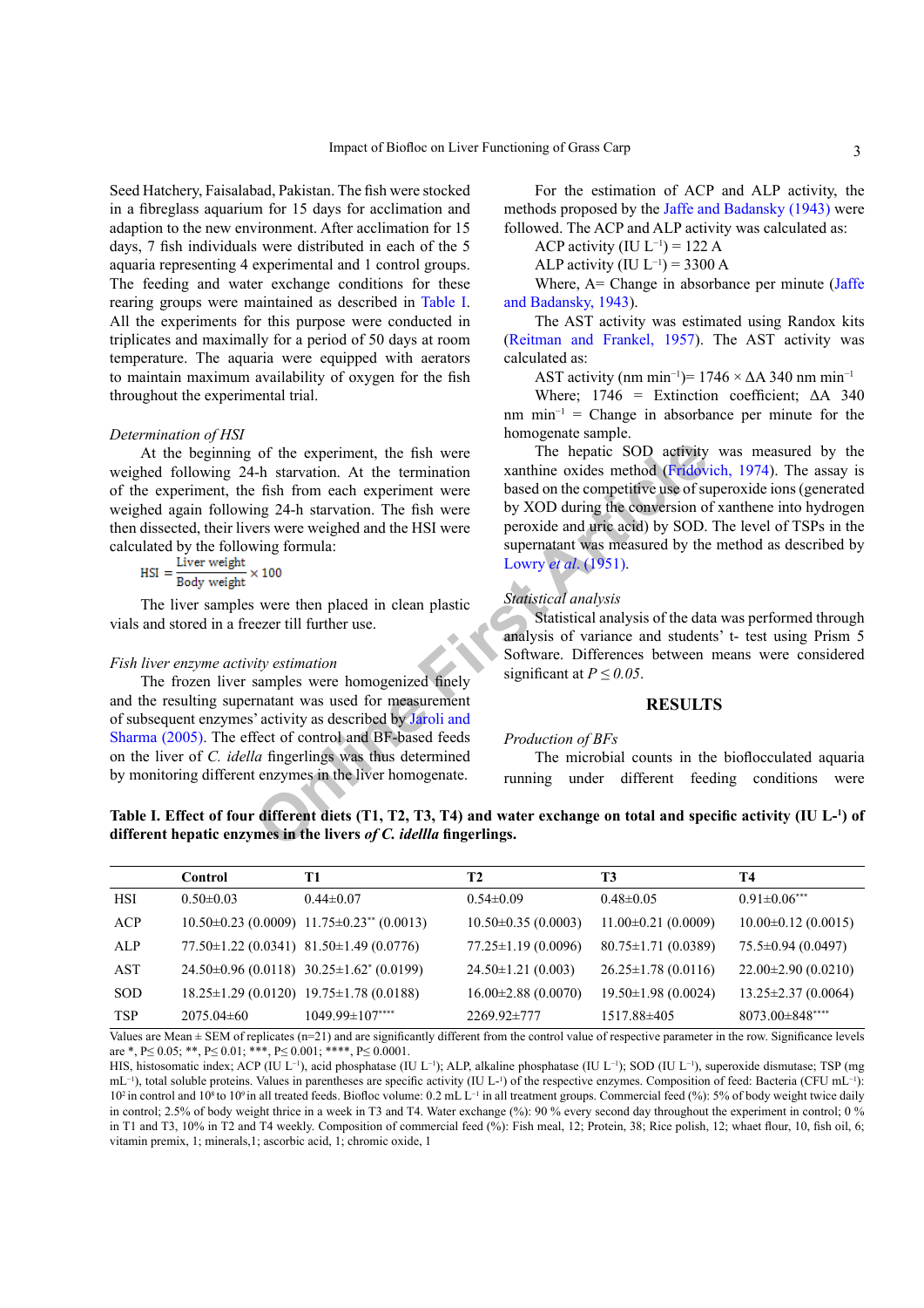Seed Hatchery, Faisalabad, Pakistan. The fish were stocked in a fibreglass aquarium for 15 days for acclimation and adaption to the new environment. After acclimation for 15 days, 7 fish individuals were distributed in each of the 5 aquaria representing 4 experimental and 1 control groups. The feeding and water exchange conditions for these rearing groups were maintained as described in Table I. All the experiments for this purpose were conducted in triplicates and maximally for a period of 50 days at room temperature. The aquaria were equipped with aerators to maintain maximum availability of oxygen for the fish throughout the experimental trial.

*Determination of HSI*

At the beginning of the experiment, the fish were weighed following 24-h starvation. At the termination of the experiment, the fish from each experiment were weighed again following 24-h starvation. The fish were then dissected, their livers were weighed and the HSI were calculated by the following formula:

$$HSI = \frac{\text{Liver weight}}{\text{Body weight}} \times 100$$

The liver samples were then placed in clean plastic vials and stored in a freezer till further use.

*Fish liver enzyme activity estimation*

The frozen liver samples were homogenized finely and the resulting supernatant was used for measurement of subsequent enzymes' activity as described by Jaroli and Sharma (2005). The effect of control and BF-based feeds on the liver of *C. idella* fingerlings was thus determined by monitoring different enzymes in the liver homogenate.

For the estimation of ACP and ALP activity, the methods proposed by the Jaffe and Badansky (1943) were followed. The ACP and ALP activity was calculated as:

ACP activity (IU $L^{-1}$) = 122 A

ALP activity (IU $L^{-1}$) = 3300 A

Where, A= Change in absorbance per minute (Jaffe and Badansky, 1943).

The AST activity was estimated using Randox kits (Reitman and Frankel, 1957). The AST activity was calculated as:

AST activity (nm $min^{-1}$)= 1746 × ΔA 340 nm $min^{-1}$

Where; 1746 = Extinction coefficient; ΔA 340 nm $min^{-1}$ = Change in absorbance per minute for the homogenate sample.

The hepatic SOD activity was measured by the xanthine oxides method (Fridovich, 1974). The assay is based on the competitive use of superoxide ions (generated by XOD during the conversion of xanthene into hydrogen peroxide and uric acid) by SOD. The level of TSPs in the supernatant was measured by the method as described by Lowry *et al.* (1951).

*Statistical analysis*

Statistical analysis of the data was performed through analysis of variance and students' t- test using Prism 5 Software. Differences between means were considered significant at $P \leq 0.05$.

## RESULTS

*Production of BFs*

The microbial counts in the bioflocculated aquaria running under different feeding conditions were

**Table I. Effect of four different diets (T1, T2, T3, T4) and water exchange on total and specific activity (IU L-[1]) of different hepatic enzymes in the livers *of C. idellla* fingerlings.**

| | Control | T1 | T2 | T3 | T4 |
|---|---|---|---|---|---|
| HSI | 0.50±0.03 | 0.44±0.07 | 0.54±0.09 | 0.48±0.05 | 0.91±0.06*** |
| ACP | 10.50±0.23 (0.0009) | 11.75±0.23** (0.0013) | 10.50±0.35 (0.0003) | 11.00±0.21 (0.0009) | 10.00±0.12 (0.0015) |
| ALP | 77.50±1.22 (0.0341) | 81.50±1.49 (0.0776) | 77.25±1.19 (0.0096) | 80.75±1.71 (0.0389) | 75.5±0.94 (0.0497) |
| AST | 24.50±0.96 (0.0118) | 30.25±1.62* (0.0199) | 24.50±1.21 (0.003) | 26.25±1.78 (0.0116) | 22.00±2.90 (0.0210) |
| SOD | 18.25±1.29 (0.0120) | 19.75±1.78 (0.0188) | 16.00±2.88 (0.0070) | 19.50±1.98 (0.0024) | 13.25±2.37 (0.0064) |
| TSP | 2075.04±60 | 1049.99±107**** | 2269.92±777 | 1517.88±405 | 8073.00±848**** |

Values are Mean ± SEM of replicates (n=21) and are significantly different from the control value of respective parameter in the row. Significance levels are *, P≤ 0.05; **, P≤ 0.01; ***, P≤ 0.001; ****, P≤ 0.0001.

HIS, histosomatic index; ACP (IU $L^{-1}$), acid phosphatase (IU $L^{-1}$); ALP, alkaline phosphatase (IU $L^{-1}$); SOD (IU $L^{-1}$), superoxide dismutase; TSP (mg $mL^{-1}$), total soluble proteins. Values in parentheses are specific activity (IU L-[1]) of the respective enzymes. Composition of feed: Bacteria (CFU $mL^{-1}$): $10^2$ in control and $10^8$ to $10^9$ in all treated feeds. Biofloc volume: 0.2 mL $L^{-1}$ in all treatment groups. Commercial feed (%): 5% of body weight twice daily in control; 2.5% of body weight thrice in a week in T3 and T4. Water exchange (%): 90 % every second day throughout the experiment in control; 0 % in T1 and T3, 10% in T2 and T4 weekly. Composition of commercial feed (%): Fish meal, 12; Protein, 38; Rice polish, 12; whaet flour, 10, fish oil, 6; vitamin premix, 1; minerals,1; ascorbic acid, 1; chromic oxide, 1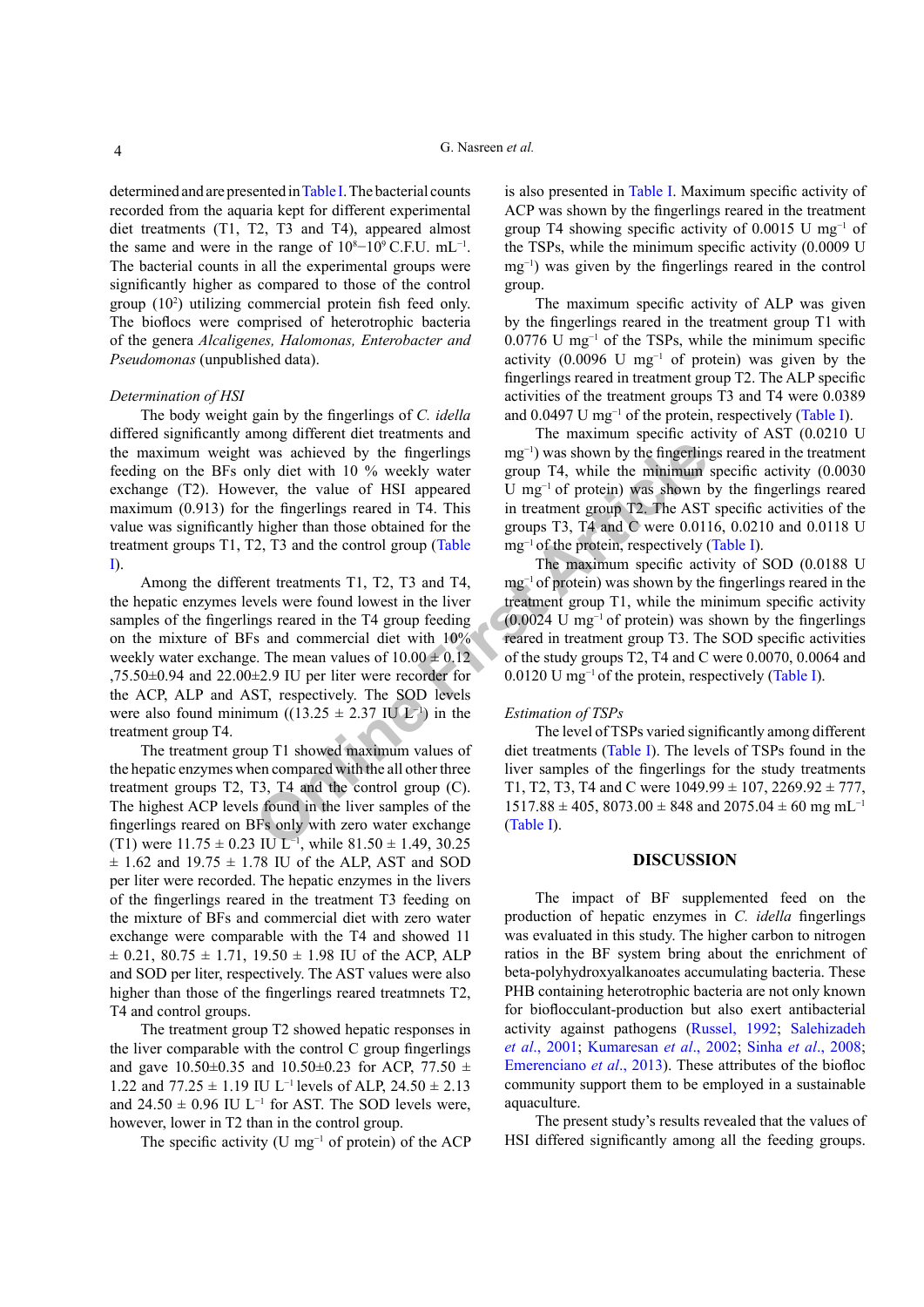determined and are presented in Table I. The bacterial counts recorded from the aquaria kept for different experimental diet treatments (T1, T2, T3 and T4), appeared almost the same and were in the range of $10^8$–$10^9$ C.F.U. mL$^{-1}$. The bacterial counts in all the experimental groups were significantly higher as compared to those of the control group ($10^2$) utilizing commercial protein fish feed only. The bioflocs were comprised of heterotrophic bacteria of the genera *Alcaligenes, Halomonas, Enterobacter and Pseudomonas* (unpublished data).

*Determination of HSI*

The body weight gain by the fingerlings of *C. idella* differed significantly among different diet treatments and the maximum weight was achieved by the fingerlings feeding on the BFs only diet with 10 % weekly water exchange (T2). However, the value of HSI appeared maximum (0.913) for the fingerlings reared in T4. This value was significantly higher than those obtained for the treatment groups T1, T2, T3 and the control group (Table I).

Among the different treatments T1, T2, T3 and T4, the hepatic enzymes levels were found lowest in the liver samples of the fingerlings reared in the T4 group feeding on the mixture of BFs and commercial diet with 10% weekly water exchange. The mean values of 10.00 ± 0.12 ,75.50±0.94 and 22.00±2.9 IU per liter were recorder for the ACP, ALP and AST, respectively. The SOD levels were also found minimum ((13.25 ± 2.37 IU L$^{-1}$) in the treatment group T4.

The treatment group T1 showed maximum values of the hepatic enzymes when compared with the all other three treatment groups T2, T3, T4 and the control group (C). The highest ACP levels found in the liver samples of the fingerlings reared on BFs only with zero water exchange (T1) were 11.75 ± 0.23 IU L$^{-1}$, while 81.50 ± 1.49, 30.25 ± 1.62 and 19.75 ± 1.78 IU of the ALP, AST and SOD per liter were recorded. The hepatic enzymes in the livers of the fingerlings reared in the treatment T3 feeding on the mixture of BFs and commercial diet with zero water exchange were comparable with the T4 and showed 11 ± 0.21, 80.75 ± 1.71, 19.50 ± 1.98 IU of the ACP, ALP and SOD per liter, respectively. The AST values were also higher than those of the fingerlings reared treatmnets T2, T4 and control groups.

The treatment group T2 showed hepatic responses in the liver comparable with the control C group fingerlings and gave 10.50±0.35 and 10.50±0.23 for ACP, 77.50 ± 1.22 and 77.25 ± 1.19 IU L$^{-1}$ levels of ALP, 24.50 ± 2.13 and 24.50 ± 0.96 IU L$^{-1}$ for AST. The SOD levels were, however, lower in T2 than in the control group.

The specific activity (U mg$^{-1}$ of protein) of the ACP is also presented in Table I. Maximum specific activity of ACP was shown by the fingerlings reared in the treatment group T4 showing specific activity of 0.0015 U mg$^{-1}$ of the TSPs, while the minimum specific activity (0.0009 U mg$^{-1}$) was given by the fingerlings reared in the control group.

The maximum specific activity of ALP was given by the fingerlings reared in the treatment group T1 with 0.0776 U mg$^{-1}$ of the TSPs, while the minimum specific activity (0.0096 U mg$^{-1}$ of protein) was given by the fingerlings reared in treatment group T2. The ALP specific activities of the treatment groups T3 and T4 were 0.0389 and 0.0497 U mg$^{-1}$ of the protein, respectively (Table I).

The maximum specific activity of AST (0.0210 U mg$^{-1}$) was shown by the fingerlings reared in the treatment group T4, while the minimum specific activity (0.0030 U mg$^{-1}$ of protein) was shown by the fingerlings reared in treatment group T2. The AST specific activities of the groups T3, T4 and C were 0.0116, 0.0210 and 0.0118 U mg$^{-1}$ of the protein, respectively (Table I).

The maximum specific activity of SOD (0.0188 U mg$^{-1}$ of protein) was shown by the fingerlings reared in the treatment group T1, while the minimum specific activity (0.0024 U mg$^{-1}$ of protein) was shown by the fingerlings reared in treatment group T3. The SOD specific activities of the study groups T2, T4 and C were 0.0070, 0.0064 and 0.0120 U mg$^{-1}$ of the protein, respectively (Table I).

*Estimation of TSPs*

The level of TSPs varied significantly among different diet treatments (Table I). The levels of TSPs found in the liver samples of the fingerlings for the study treatments T1, T2, T3, T4 and C were 1049.99 ± 107, 2269.92 ± 777, 1517.88 ± 405, 8073.00 ± 848 and 2075.04 ± 60 mg mL$^{-1}$ (Table I).

## DISCUSSION

The impact of BF supplemented feed on the production of hepatic enzymes in *C. idella* fingerlings was evaluated in this study. The higher carbon to nitrogen ratios in the BF system bring about the enrichment of beta-polyhydroxyalkanoates accumulating bacteria. These PHB containing heterotrophic bacteria are not only known for bioflocculant-production but also exert antibacterial activity against pathogens (Russel, 1992; Salehizadeh *et al*., 2001; Kumaresan *et al*., 2002; Sinha *et al*., 2008; Emerenciano *et al*., 2013). These attributes of the biofloc community support them to be employed in a sustainable aquaculture.

The present study's results revealed that the values of HSI differed significantly among all the feeding groups.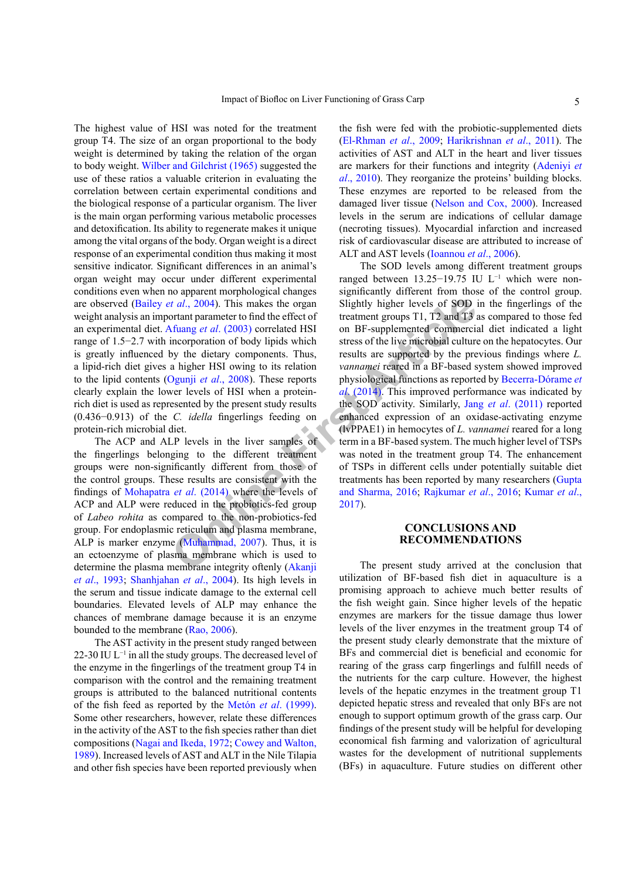The highest value of HSI was noted for the treatment group T4. The size of an organ proportional to the body weight is determined by taking the relation of the organ to body weight. Wilber and Gilchrist (1965) suggested the use of these ratios a valuable criterion in evaluating the correlation between certain experimental conditions and the biological response of a particular organism. The liver is the main organ performing various metabolic processes and detoxification. Its ability to regenerate makes it unique among the vital organs of the body. Organ weight is a direct response of an experimental condition thus making it most sensitive indicator. Significant differences in an animal's organ weight may occur under different experimental conditions even when no apparent morphological changes are observed (Bailey *et al*., 2004). This makes the organ weight analysis an important parameter to find the effect of an experimental diet. Afuang *et al*. (2003) correlated HSI range of 1.5−2.7 with incorporation of body lipids which is greatly influenced by the dietary components. Thus, a lipid-rich diet gives a higher HSI owing to its relation to the lipid contents (Ogunji *et al*., 2008). These reports clearly explain the lower levels of HSI when a protein-rich diet is used as represented by the present study results (0.436−0.913) of the *C. idella* fingerlings feeding on protein-rich microbial diet.

The ACP and ALP levels in the liver samples of the fingerlings belonging to the different treatment groups were non-significantly different from those of the control groups. These results are consistent with the findings of Mohapatra *et al*. (2014) where the levels of ACP and ALP were reduced in the probiotics-fed group of *Labeo rohita* as compared to the non-probiotics-fed group. For endoplasmic reticulum and plasma membrane, ALP is marker enzyme (Muhammad, 2007). Thus, it is an ectoenzyme of plasma membrane which is used to determine the plasma membrane integrity oftenly (Akanji *et al*., 1993; Shanhjahan *et al*., 2004). Its high levels in the serum and tissue indicate damage to the external cell boundaries. Elevated levels of ALP may enhance the chances of membrane damage because it is an enzyme bounded to the membrane (Rao, 2006).

The AST activity in the present study ranged between 22-30 IU $L^{-1}$ in all the study groups. The decreased level of the enzyme in the fingerlings of the treatment group T4 in comparison with the control and the remaining treatment groups is attributed to the balanced nutritional contents of the fish feed as reported by the Metón *et al*. (1999). Some other researchers, however, relate these differences in the activity of the AST to the fish species rather than diet compositions (Nagai and Ikeda, 1972; Cowey and Walton, 1989). Increased levels of AST and ALT in the Nile Tilapia and other fish species have been reported previously when the fish were fed with the probiotic-supplemented diets (El-Rhman *et al*., 2009; Harikrishnan *et al*., 2011). The activities of AST and ALT in the heart and liver tissues are markers for their functions and integrity (Adeniyi *et al*., 2010). They reorganize the proteins' building blocks. These enzymes are reported to be released from the damaged liver tissue (Nelson and Cox, 2000). Increased levels in the serum are indications of cellular damage (necroting tissues). Myocardial infarction and increased risk of cardiovascular disease are attributed to increase of ALT and AST levels (Ioannou *et al*., 2006).

The SOD levels among different treatment groups ranged between 13.25−19.75 IU $L^{-1}$ which were non-significantly different from those of the control group. Slightly higher levels of SOD in the fingerlings of the treatment groups T1, T2 and T3 as compared to those fed on BF-supplemented commercial diet indicated a light stress of the live microbial culture on the hepatocytes. Our results are supported by the previous findings where *L. vannamei* reared in a BF-based system showed improved physiological functions as reported by Becerra-Dórame *et al*. (2014). This improved performance was indicated by the SOD activity. Similarly, Jang *et al*. (2011) reported enhanced expression of an oxidase-activating enzyme (lvPPAE1) in hemocytes of *L. vannamei* reared for a long term in a BF-based system. The much higher level of TSPs was noted in the treatment group T4. The enhancement of TSPs in different cells under potentially suitable diet treatments has been reported by many researchers (Gupta and Sharma, 2016; Rajkumar *et al*., 2016; Kumar *et al*., 2017).

## CONCLUSIONS AND RECOMMENDATIONS

The present study arrived at the conclusion that utilization of BF-based fish diet in aquaculture is a promising approach to achieve much better results of the fish weight gain. Since higher levels of the hepatic enzymes are markers for the tissue damage thus lower levels of the liver enzymes in the treatment group T4 of the present study clearly demonstrate that the mixture of BFs and commercial diet is beneficial and economic for rearing of the grass carp fingerlings and fulfill needs of the nutrients for the carp culture. However, the highest levels of the hepatic enzymes in the treatment group T1 depicted hepatic stress and revealed that only BFs are not enough to support optimum growth of the grass carp. Our findings of the present study will be helpful for developing economical fish farming and valorization of agricultural wastes for the development of nutritional supplements (BFs) in aquaculture. Future studies on different other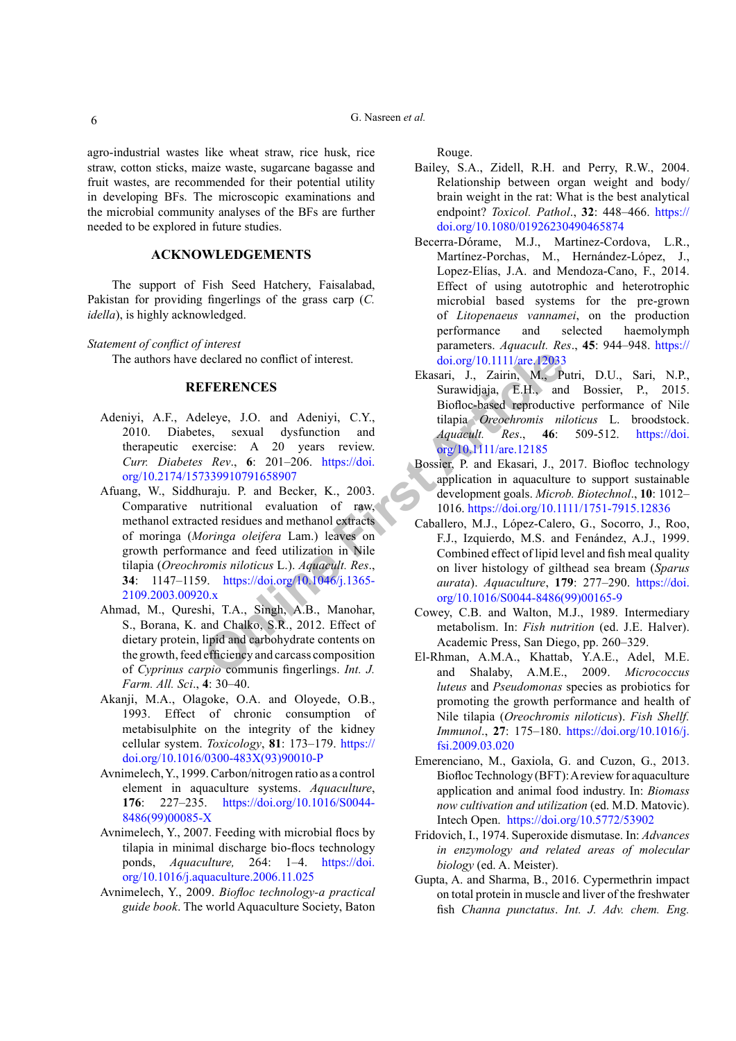agro-industrial wastes like wheat straw, rice husk, rice straw, cotton sticks, maize waste, sugarcane bagasse and fruit wastes, are recommended for their potential utility in developing BFs. The microscopic examinations and the microbial community analyses of the BFs are further needed to be explored in future studies.

## ACKNOWLEDGEMENTS

The support of Fish Seed Hatchery, Faisalabad, Pakistan for providing fingerlings of the grass carp (*C. idella*), is highly acknowledged.

*Statement of conflict of interest*

The authors have declared no conflict of interest.

## REFERENCES

Adeniyi, A.F., Adeleye, J.O. and Adeniyi, C.Y., 2010. Diabetes, sexual dysfunction and therapeutic exercise: A 20 years review. *Curr. Diabetes Rev*., **6**: 201–206. https://doi.org/10.2174/157339910791658907

Afuang, W., Siddhuraju. P. and Becker, K., 2003. Comparative nutritional evaluation of raw, methanol extracted residues and methanol extracts of moringa (*Moringa oleifera* Lam.) leaves on growth performance and feed utilization in Nile tilapia (*Oreochromis niloticus* L.). *Aquacult. Res*., **34**: 1147–1159. https://doi.org/10.1046/j.1365-2109.2003.00920.x

Ahmad, M., Qureshi, T.A., Singh, A.B., Manohar, S., Borana, K. and Chalko, S.R., 2012. Effect of dietary protein, lipid and carbohydrate contents on the growth, feed efficiency and carcass composition of *Cyprinus carpio* communis fingerlings. *Int. J. Farm. All. Sci*., **4**: 30–40.

Akanji, M.A., Olagoke, O.A. and Oloyede, O.B., 1993. Effect of chronic consumption of metabisulphite on the integrity of the kidney cellular system. *Toxicology*, **81**: 173–179. https://doi.org/10.1016/0300-483X(93)90010-P

Avnimelech, Y., 1999. Carbon/nitrogen ratio as a control element in aquaculture systems. *Aquaculture*, **176**: 227–235. https://doi.org/10.1016/S0044-8486(99)00085-X

Avnimelech, Y., 2007. Feeding with microbial flocs by tilapia in minimal discharge bio-flocs technology ponds, *Aquaculture,* 264: 1–4. https://doi.org/10.1016/j.aquaculture.2006.11.025

Avnimelech, Y., 2009. *Biofloc technology-a practical guide book*. The world Aquaculture Society, Baton Rouge.

Bailey, S.A., Zidell, R.H. and Perry, R.W., 2004. Relationship between organ weight and body/brain weight in the rat: What is the best analytical endpoint? *Toxicol. Pathol*., **32**: 448–466. https://doi.org/10.1080/01926230490465874

Becerra-Dórame, M.J., Martinez-Cordova, L.R., Martínez-Porchas, M., Hernández-López, J., Lopez-Elías, J.A. and Mendoza-Cano, F., 2014. Effect of using autotrophic and heterotrophic microbial based systems for the pre-grown of *Litopenaeus vannamei*, on the production performance and selected haemolymph parameters. *Aquacult. Res*., **45**: 944–948. https://doi.org/10.1111/are.12033

Ekasari, J., Zairin, M., Putri, D.U., Sari, N.P., Surawidjaja, E.H., and Bossier, P., 2015. Biofloc-based reproductive performance of Nile tilapia *Oreochromis niloticus* L. broodstock. *Aquacult. Res*., **46**: 509-512. https://doi.org/10.1111/are.12185

Bossier, P. and Ekasari, J., 2017. Biofloc technology application in aquaculture to support sustainable development goals. *Microb. Biotechnol*., **10**: 1012–1016. https://doi.org/10.1111/1751-7915.12836

Caballero, M.J., López-Calero, G., Socorro, J., Roo, F.J., Izquierdo, M.S. and Fenández, A.J., 1999. Combined effect of lipid level and fish meal quality on liver histology of gilthead sea bream (*Sparus aurata*). *Aquaculture*, **179**: 277–290. https://doi.org/10.1016/S0044-8486(99)00165-9

Cowey, C.B. and Walton, M.J., 1989. Intermediary metabolism. In: *Fish nutrition* (ed. J.E. Halver). Academic Press, San Diego, pp. 260–329.

El-Rhman, A.M.A., Khattab, Y.A.E., Adel, M.E. and Shalaby, A.M.E., 2009. *Micrococcus luteus* and *Pseudomonas* species as probiotics for promoting the growth performance and health of Nile tilapia (*Oreochromis niloticus*). *Fish Shellf. Immunol*., **27**: 175–180. https://doi.org/10.1016/j.fsi.2009.03.020

Emerenciano, M., Gaxiola, G. and Cuzon, G., 2013. Biofloc Technology (BFT): A review for aquaculture application and animal food industry. In: *Biomass now cultivation and utilization* (ed. M.D. Matovic). Intech Open. https://doi.org/10.5772/53902

Fridovich, I., 1974. Superoxide dismutase. In: *Advances in enzymology and related areas of molecular biology* (ed. A. Meister).

Gupta, A. and Sharma, B., 2016. Cypermethrin impact on total protein in muscle and liver of the freshwater fish *Channa punctatus*. *Int. J. Adv. chem. Eng.*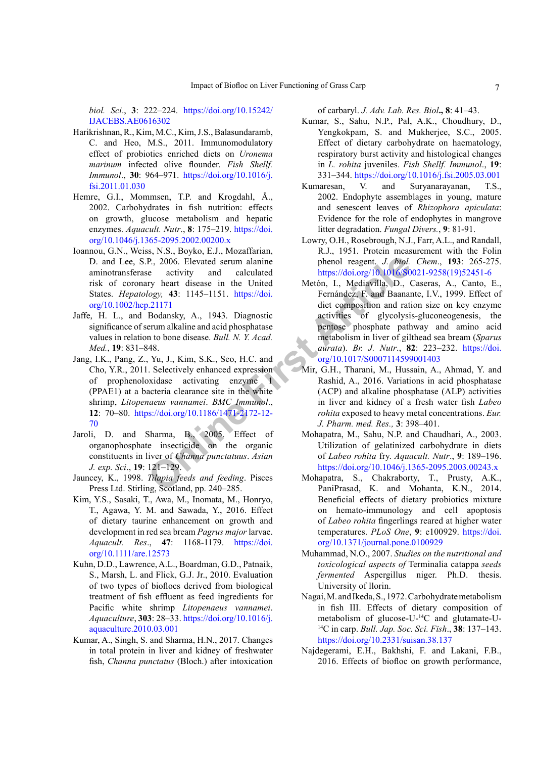*biol. Sci*., **3**: 222–224. https://doi.org/10.15242/IJACEBS.AE0616302

Harikrishnan, R., Kim, M.C., Kim, J.S., Balasundaramb, C. and Heo, M.S., 2011. Immunomodulatory effect of probiotics enriched diets on *Uronema marinum* infected olive flounder. *Fish Shellf. Immunol*., **30**: 964–971. https://doi.org/10.1016/j.fsi.2011.01.030

Hemre, G.I., Mommsen, T.P. and Krogdahl, Å., 2002. Carbohydrates in fish nutrition: effects on growth, glucose metabolism and hepatic enzymes. *Aquacult. Nutr*., **8**: 175–219. https://doi.org/10.1046/j.1365-2095.2002.00200.x

Ioannou, G.N., Weiss, N.S., Boyko, E.J., Mozaffarian, D. and Lee, S.P., 2006. Elevated serum alanine aminotransferase activity and calculated risk of coronary heart disease in the United States. *Hepatology,* **43**: 1145–1151. https://doi.org/10.1002/hep.21171

Jaffe, H. L., and Bodansky, A., 1943. Diagnostic significance of serum alkaline and acid phosphatase values in relation to bone disease. *Bull. N. Y. Acad. Med.*, **19**: 831–848.

Jang, I.K., Pang, Z., Yu, J., Kim, S.K., Seo, H.C. and Cho, Y.R., 2011. Selectively enhanced expression of prophenoloxidase activating enzyme 1 (PPAE1) at a bacteria clearance site in the white shrimp, *Litopenaeus vannamei*. *BMC Immunol*., **12**: 70–80. https://doi.org/10.1186/1471-2172-12-70

Jaroli, D. and Sharma, B., 2005. Effect of organophosphate insecticide on the organic constituents in liver of *Channa punctatus*. *Asian J. exp. Sci*., **19**: 121–129.

Jauncey, K., 1998. *Tilapia feeds and feeding*. Pisces Press Ltd. Stirling, Scotland, pp. 240–285.

Kim, Y.S., Sasaki, T., Awa, M., Inomata, M., Honryo, T., Agawa, Y. M. and Sawada, Y., 2016. Effect of dietary taurine enhancement on growth and development in red sea bream *Pagrus major* larvae. *Aquacult. Res*., **47**: 1168-1179. https://doi.org/10.1111/are.12573

Kuhn, D.D., Lawrence, A.L., Boardman, G.D., Patnaik, S., Marsh, L. and Flick, G.J. Jr., 2010. Evaluation of two types of bioflocs derived from biological treatment of fish effluent as feed ingredients for Pacific white shrimp *Litopenaeus vannamei*. *Aquaculture*, **303**: 28–33. https://doi.org/10.1016/j.aquaculture.2010.03.001

Kumar, A., Singh, S. and Sharma, H.N., 2017. Changes in total protein in liver and kidney of freshwater fish, *Channa punctatus* (Bloch.) after intoxication of carbaryl. *J. Adv. Lab. Res. Biol*., **8**: 41–43.

Kumar, S., Sahu, N.P., Pal, A.K., Choudhury, D., Yengkokpam, S. and Mukherjee, S.C., 2005. Effect of dietary carbohydrate on haematology, respiratory burst activity and histological changes in *L. rohita* juveniles. *Fish Shellf. Immunol*., **19**: 331–344. https://doi.org/10.1016/j.fsi.2005.03.001

Kumaresan, V. and Suryanarayanan, T.S., 2002. Endophyte assemblages in young, mature and senescent leaves of *Rhizophora apiculata*: Evidence for the role of endophytes in mangrove litter degradation. *Fungal Divers.*, **9**: 81-91.

Lowry, O.H., Rosebrough, N.J., Farr, A.L., and Randall, R.J., 1951. Protein measurement with the Folin phenol reagent. *J. biol. Chem*., **193**: 265-275. https://doi.org/10.1016/S0021-9258(19)52451-6

Metón, I., Mediavilla, D., Caseras, A., Canto, E., Fernández, F. and Baanante, I.V., 1999. Effect of diet composition and ration size on key enzyme activities of glycolysis-gluconeogenesis, the pentose phosphate pathway and amino acid metabolism in liver of gilthead sea bream (*Sparus aurata*). *Br. J. Nutr*., **82**: 223–232. https://doi.org/10.1017/S0007114599001403

Mir, G.H., Tharani, M., Hussain, A., Ahmad, Y. and Rashid, A., 2016. Variations in acid phosphatase (ACP) and alkaline phosphatase (ALP) activities in liver and kidney of a fresh water fish *Labeo rohita* exposed to heavy metal concentrations. *Eur. J. Pharm. med. Res.,* **3**: 398–401.

Mohapatra, M., Sahu, N.P. and Chaudhari, A., 2003. Utilization of gelatinized carbohydrate in diets of *Labeo rohita* fry. *Aquacult. Nutr*., **9**: 189–196. https://doi.org/10.1046/j.1365-2095.2003.00243.x

Mohapatra, S., Chakraborty, T., Prusty, A.K., PaniPrasad, K. and Mohanta, K.N., 2014. Beneficial effects of dietary probiotics mixture on hemato-immunology and cell apoptosis of *Labeo rohita* fingerlings reared at higher water temperatures. *PLoS One*, **9**: e100929. https://doi.org/10.1371/journal.pone.0100929

Muhammad, N.O., 2007. *Studies on the nutritional and toxicological aspects of* Terminalia catappa *seeds fermented* Aspergillus niger. Ph.D. thesis. University of Ilorin.

Nagai, M. and Ikeda, S., 1972. Carbohydrate metabolism in fish III. Effects of dietary composition of metabolism of glucose-U-$^{14}$C and glutamate-U-$^{14}$C in carp. *Bull. Jap. Soc. Sci. Fish*., **38**: 137–143. https://doi.org/10.2331/suisan.38.137

Najdegerami, E.H., Bakhshi, F. and Lakani, F.B., 2016. Effects of biofloc on growth performance,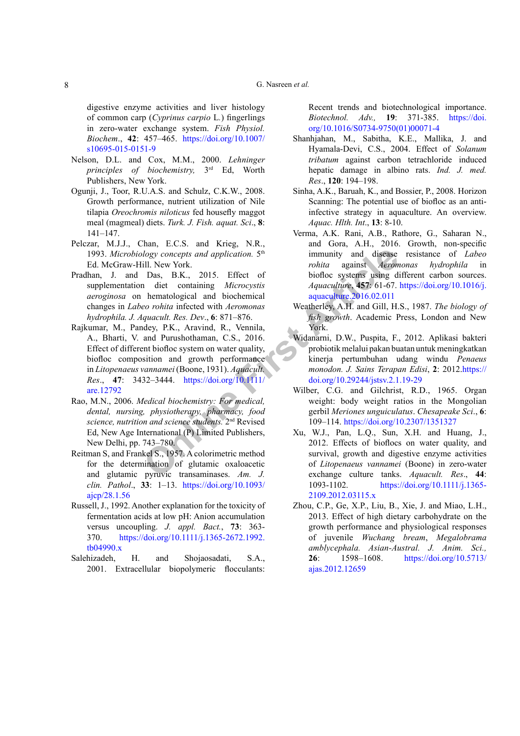digestive enzyme activities and liver histology of common carp (*Cyprinus carpio* L.) fingerlings in zero-water exchange system. *Fish Physiol. Biochem*., **42**: 457–465. https://doi.org/10.1007/s10695-015-0151-9

Nelson, D.L. and Cox, M.M., 2000. *Lehninger principles of biochemistry,* 3rd Ed, Worth Publishers, New York.

Ogunji, J., Toor, R.U.A.S. and Schulz, C.K.W., 2008. Growth performance, nutrient utilization of Nile tilapia *Oreochromis niloticus* fed housefly maggot meal (magmeal) diets. *Turk. J. Fish. aquat. Sci*., **8**: 141–147.

Pelczar, M.J.J., Chan, E.C.S. and Krieg, N.R., 1993. *Microbiology concepts and application.* 5th Ed. McGraw-Hill. New York.

Pradhan, J. and Das, B.K., 2015. Effect of supplementation diet containing *Microcystis aeroginosa* on hematological and biochemical changes in *Labeo rohita* infected with *Aeromonas hydrophila. J. Aquacult. Res. Dev*., **6**: 871–876.

Rajkumar, M., Pandey, P.K., Aravind, R., Vennila, A., Bharti, V. and Purushothaman, C.S., 2016. Effect of different biofloc system on water quality, biofloc composition and growth performance in *Litopenaeus vannamei* (Boone, 1931). *Aquacult. Res*., **47**: 3432–3444. https://doi.org/10.1111/are.12792

Rao, M.N., 2006. *Medical biochemistry: For medical, dental, nursing, physiotherapy, pharmacy, food science, nutrition and science students.* 2nd Revised Ed, New Age International (P) Limited Publishers, New Delhi, pp. 743–780.

Reitman S, and Frankel S., 1957. A colorimetric method for the determination of glutamic oxaloacetic and glutamic pyruvic transaminases. *Am. J. clin. Pathol*., **33**: 1–13. https://doi.org/10.1093/ajcp/28.1.56

Russell, J., 1992. Another explanation for the toxicity of fermentation acids at low pH: Anion accumulation versus uncoupling. *J. appl. Bact.*, **73**: 363-370. https://doi.org/10.1111/j.1365-2672.1992.tb04990.x

Salehizadeh, H. and Shojaosadati, S.A., 2001. Extracellular biopolymeric flocculants: Recent trends and biotechnological importance. *Biotechnol. Adv.,* **19**: 371-385. https://doi.org/10.1016/S0734-9750(01)00071-4

Shanhjahan, M., Sabitha, K.E., Mallika, J. and Hyamala-Devi, C.S., 2004. Effect of *Solanum tribatum* against carbon tetrachloride induced hepatic damage in albino rats. *Ind. J. med. Res*., **120**: 194–198.

Sinha, A.K., Baruah, K., and Bossier, P., 2008. Horizon Scanning: The potential use of biofloc as an anti-infective strategy in aquaculture. An overview. *Aquac. Hlth. Int*., **13**: 8-10.

Verma, A.K. Rani, A.B., Rathore, G., Saharan N., and Gora, A.H., 2016. Growth, non-specific immunity and disease resistance of *Labeo rohita* against *Aeromonas hydrophila* in biofloc systems using different carbon sources. *Aquaculture*, **457**: 61-67. https://doi.org/10.1016/j.aquaculture.2016.02.011

Weatherley, A.H. and Gill, H.S., 1987. *The biology of fish growth*. Academic Press, London and New York.

Widanarni, D.W., Puspita, F., 2012. Aplikasi bakteri probiotik melalui pakan buatan untuk meningkatkan kinerja pertumbuhan udang windu *Penaeus monodon. J. Sains Terapan Edisi*, **2**: 2012.https://doi.org/10.29244/jstsv.2.1.19-29

Wilber, C.G. and Gilchrist, R.D., 1965. Organ weight: body weight ratios in the Mongolian gerbil *Meriones unguiculatus*. *Chesapeake Sci*., **6**: 109–114. https://doi.org/10.2307/1351327

Xu, W.J., Pan, L.Q., Sun, X.H. and Huang, J., 2012. Effects of bioflocs on water quality, and survival, growth and digestive enzyme activities of *Litopenaeus vannamei* (Boone) in zero-water exchange culture tanks. *Aquacult. Res*., **44**: 1093-1102. https://doi.org/10.1111/j.1365-2109.2012.03115.x

Zhou, C.P., Ge, X.P., Liu, B., Xie, J. and Miao, L.H., 2013. Effect of high dietary carbohydrate on the growth performance and physiological responses of juvenile *Wuchang bream*, *Megalobrama amblycephala. Asian-Austral. J. Anim. Sci.,* **26**: 1598–1608. https://doi.org/10.5713/ajas.2012.12659